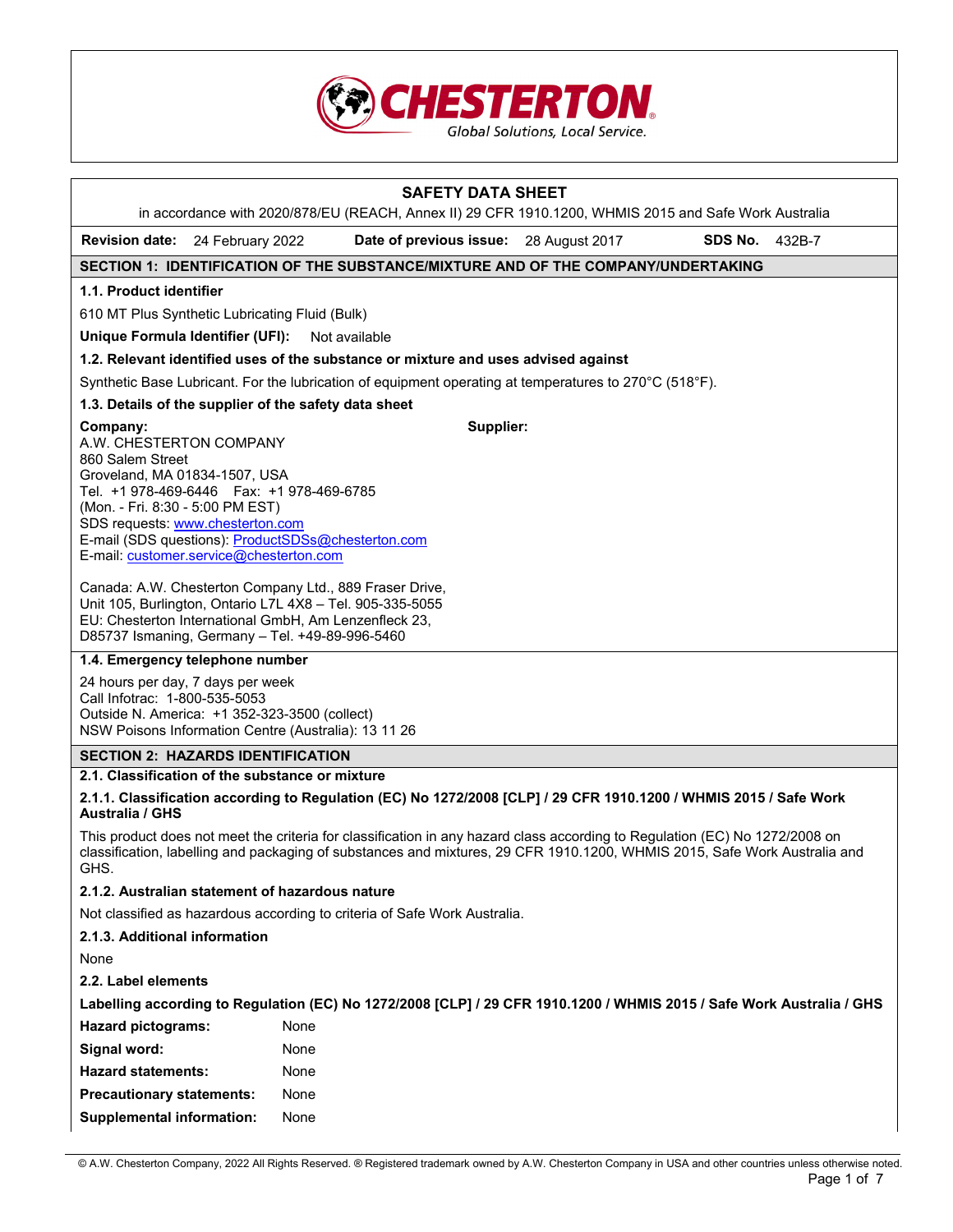CHESTERTON
Global Solutions, Local Service.

# SAFETY DATA SHEET

in accordance with 2020/878/EU (REACH, Annex II) 29 CFR 1910.1200, WHMIS 2015 and Safe Work Australia

**Revision date:** 24 February 2022 **Date of previous issue:** 28 August 2017 **SDS No.** 432B-7

## SECTION 1: IDENTIFICATION OF THE SUBSTANCE/MIXTURE AND OF THE COMPANY/UNDERTAKING

### 1.1. Product identifier

610 MT Plus Synthetic Lubricating Fluid (Bulk)

**Unique Formula Identifier (UFI):** Not available

### 1.2. Relevant identified uses of the substance or mixture and uses advised against

Synthetic Base Lubricant. For the lubrication of equipment operating at temperatures to 270°C (518°F).

### 1.3. Details of the supplier of the safety data sheet

**Company:**
A.W. CHESTERTON COMPANY
860 Salem Street
Groveland, MA 01834-1507, USA
Tel. +1 978-469-6446 Fax: +1 978-469-6785
(Mon. - Fri. 8:30 - 5:00 PM EST)
SDS requests: www.chesterton.com
E-mail (SDS questions): ProductSDSs@chesterton.com
E-mail: customer.service@chesterton.com

Canada: A.W. Chesterton Company Ltd., 889 Fraser Drive, Unit 105, Burlington, Ontario L7L 4X8 – Tel. 905-335-5055
EU: Chesterton International GmbH, Am Lenzenfleck 23, D85737 Ismaning, Germany – Tel. +49-89-996-5460

**Supplier:**

### 1.4. Emergency telephone number

24 hours per day, 7 days per week
Call Infotrac: 1-800-535-5053
Outside N. America: +1 352-323-3500 (collect)
NSW Poisons Information Centre (Australia): 13 11 26

## SECTION 2: HAZARDS IDENTIFICATION

### 2.1. Classification of the substance or mixture

#### 2.1.1. Classification according to Regulation (EC) No 1272/2008 [CLP] / 29 CFR 1910.1200 / WHMIS 2015 / Safe Work Australia / GHS

This product does not meet the criteria for classification in any hazard class according to Regulation (EC) No 1272/2008 on classification, labelling and packaging of substances and mixtures, 29 CFR 1910.1200, WHMIS 2015, Safe Work Australia and GHS.

#### 2.1.2. Australian statement of hazardous nature

Not classified as hazardous according to criteria of Safe Work Australia.

#### 2.1.3. Additional information

None

### 2.2. Label elements

**Labelling according to Regulation (EC) No 1272/2008 [CLP] / 29 CFR 1910.1200 / WHMIS 2015 / Safe Work Australia / GHS**

**Hazard pictograms:** None

**Signal word:** None

**Hazard statements:** None

**Precautionary statements:** None

**Supplemental information:** None

© A.W. Chesterton Company, 2022 All Rights Reserved. ® Registered trademark owned by A.W. Chesterton Company in USA and other countries unless otherwise noted.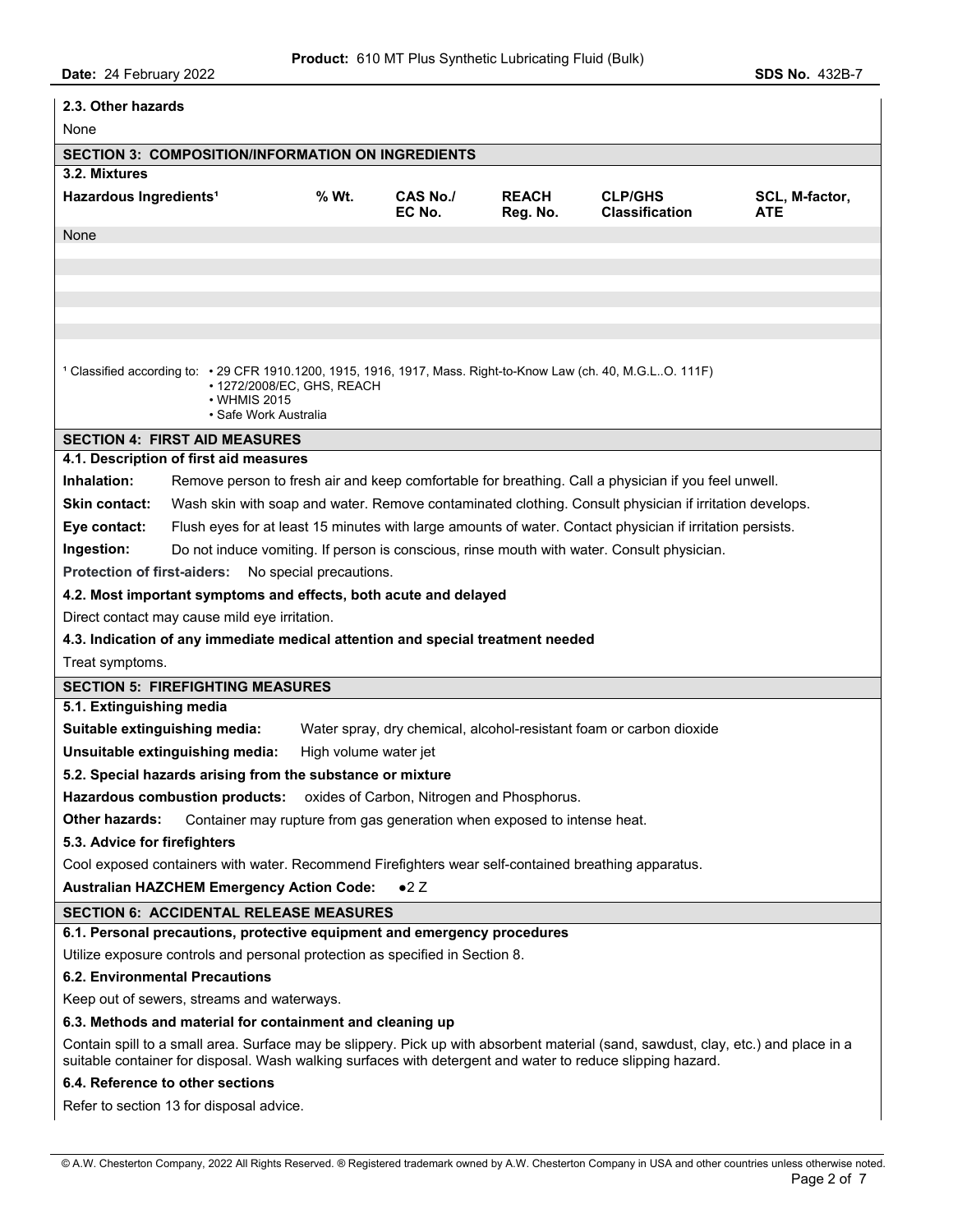### 2.3. Other hazards

None

## SECTION 3: COMPOSITION/INFORMATION ON INGREDIENTS

### 3.2. Mixtures

| Hazardous Ingredients[1] | % Wt. | CAS No./ EC No. | REACH Reg. No. | CLP/GHS Classification | SCL, M-factor, ATE |
|---|---|---|---|---|---|
| None | | | | | |

[1] Classified according to:
- 29 CFR 1910.1200, 1915, 1916, 1917, Mass. Right-to-Know Law (ch. 40, M.G.L..O. 111F)
- 1272/2008/EC, GHS, REACH
- WHMIS 2015
- Safe Work Australia

## SECTION 4: FIRST AID MEASURES

### 4.1. Description of first aid measures

**Inhalation:** Remove person to fresh air and keep comfortable for breathing. Call a physician if you feel unwell.

**Skin contact:** Wash skin with soap and water. Remove contaminated clothing. Consult physician if irritation develops.

**Eye contact:** Flush eyes for at least 15 minutes with large amounts of water. Contact physician if irritation persists.

**Ingestion:** Do not induce vomiting. If person is conscious, rinse mouth with water. Consult physician.

**Protection of first-aiders:** No special precautions.

### 4.2. Most important symptoms and effects, both acute and delayed

Direct contact may cause mild eye irritation.

### 4.3. Indication of any immediate medical attention and special treatment needed

Treat symptoms.

## SECTION 5: FIREFIGHTING MEASURES

### 5.1. Extinguishing media

**Suitable extinguishing media:** Water spray, dry chemical, alcohol-resistant foam or carbon dioxide

**Unsuitable extinguishing media:** High volume water jet

### 5.2. Special hazards arising from the substance or mixture

**Hazardous combustion products:** oxides of Carbon, Nitrogen and Phosphorus.

**Other hazards:** Container may rupture from gas generation when exposed to intense heat.

### 5.3. Advice for firefighters

Cool exposed containers with water. Recommend Firefighters wear self-contained breathing apparatus.

**Australian HAZCHEM Emergency Action Code:** ●2 Z

## SECTION 6: ACCIDENTAL RELEASE MEASURES

### 6.1. Personal precautions, protective equipment and emergency procedures

Utilize exposure controls and personal protection as specified in Section 8.

### 6.2. Environmental Precautions

Keep out of sewers, streams and waterways.

### 6.3. Methods and material for containment and cleaning up

Contain spill to a small area. Surface may be slippery. Pick up with absorbent material (sand, sawdust, clay, etc.) and place in a suitable container for disposal. Wash walking surfaces with detergent and water to reduce slipping hazard.

### 6.4. Reference to other sections

Refer to section 13 for disposal advice.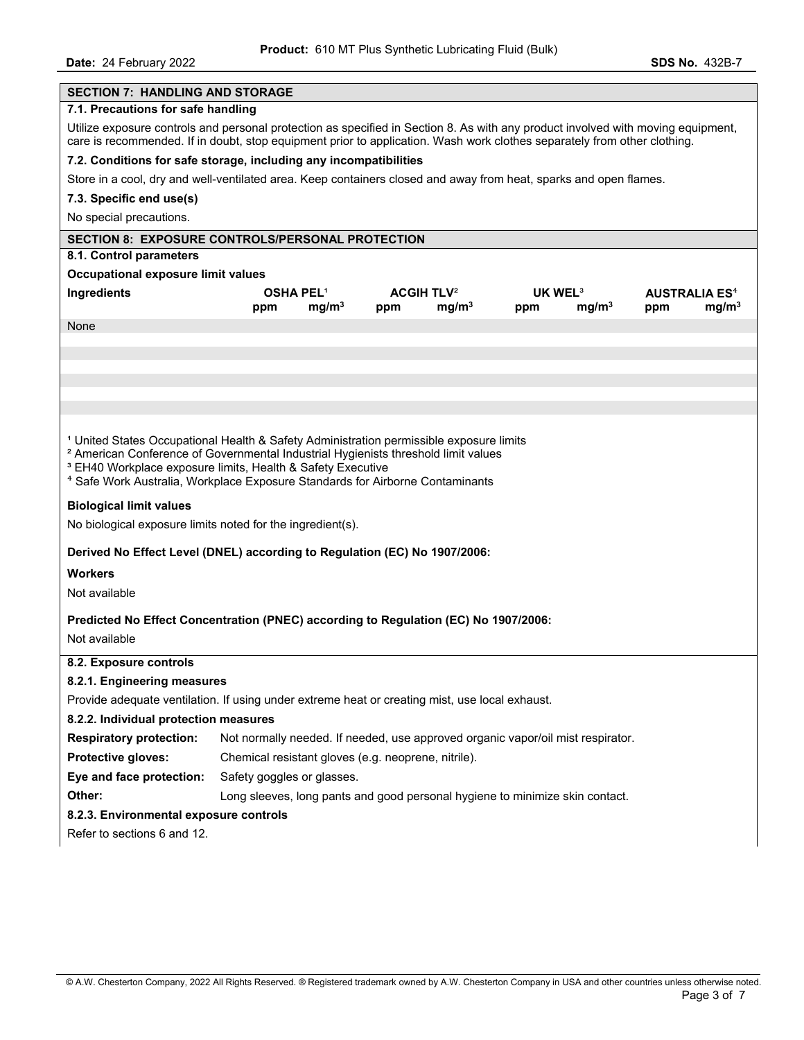## SECTION 7: HANDLING AND STORAGE

### 7.1. Precautions for safe handling

Utilize exposure controls and personal protection as specified in Section 8. As with any product involved with moving equipment, care is recommended. If in doubt, stop equipment prior to application. Wash work clothes separately from other clothing.

### 7.2. Conditions for safe storage, including any incompatibilities

Store in a cool, dry and well-ventilated area. Keep containers closed and away from heat, sparks and open flames.

### 7.3. Specific end use(s)

No special precautions.

## SECTION 8: EXPOSURE CONTROLS/PERSONAL PROTECTION

### 8.1. Control parameters

**Occupational exposure limit values**

| Ingredients | OSHA PEL[1] | | ACGIH TLV[2] | | UK WEL[3] | | AUSTRALIA ES[4] | |
|---|---|---|---|---|---|---|---|---|
| | ppm | $mg/m^3$ | ppm | $mg/m^3$ | ppm | $mg/m^3$ | ppm | $mg/m^3$ |
| None | | | | | | | | |

[1] United States Occupational Health & Safety Administration permissible exposure limits
[2] American Conference of Governmental Industrial Hygienists threshold limit values
[3] EH40 Workplace exposure limits, Health & Safety Executive
[4] Safe Work Australia, Workplace Exposure Standards for Airborne Contaminants

**Biological limit values**

No biological exposure limits noted for the ingredient(s).

**Derived No Effect Level (DNEL) according to Regulation (EC) No 1907/2006:**

**Workers**

Not available

**Predicted No Effect Concentration (PNEC) according to Regulation (EC) No 1907/2006:**

Not available

### 8.2. Exposure controls

#### 8.2.1. Engineering measures

Provide adequate ventilation. If using under extreme heat or creating mist, use local exhaust.

#### 8.2.2. Individual protection measures

**Respiratory protection:** Not normally needed. If needed, use approved organic vapor/oil mist respirator.

**Protective gloves:** Chemical resistant gloves (e.g. neoprene, nitrile).

**Eye and face protection:** Safety goggles or glasses.

**Other:** Long sleeves, long pants and good personal hygiene to minimize skin contact.

#### 8.2.3. Environmental exposure controls

Refer to sections 6 and 12.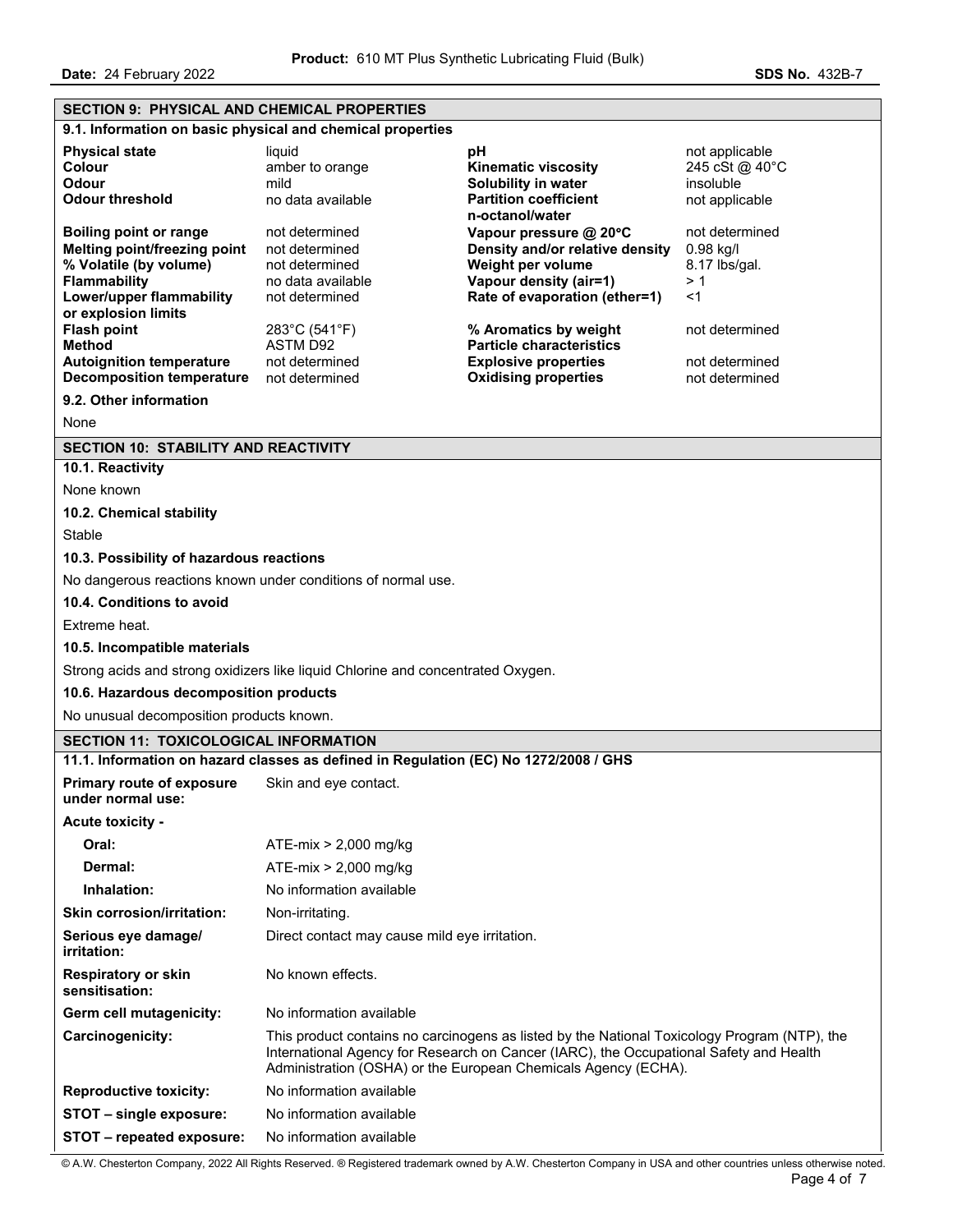## SECTION 9: PHYSICAL AND CHEMICAL PROPERTIES

### 9.1. Information on basic physical and chemical properties

| Property | Value | Property | Value |
|---|---|---|---|
| **Physical state** | liquid | **pH** | not applicable |
| **Colour** | amber to orange | **Kinematic viscosity** | 245 cSt @ 40°C |
| **Odour** | mild | **Solubility in water** | insoluble |
| **Odour threshold** | no data available | **Partition coefficient n-octanol/water** | not applicable |
| **Boiling point or range** | not determined | **Vapour pressure @ 20°C** | not determined |
| **Melting point/freezing point** | not determined | **Density and/or relative density** | 0.98 kg/l |
| **% Volatile (by volume)** | not determined | **Weight per volume** | 8.17 lbs/gal. |
| **Flammability** | no data available | **Vapour density (air=1)** | > 1 |
| **Lower/upper flammability or explosion limits** | not determined | **Rate of evaporation (ether=1)** | <1 |
| **Flash point** | 283°C (541°F) | **% Aromatics by weight** | not determined |
| **Method** | ASTM D92 | **Particle characteristics** | |
| **Autoignition temperature** | not determined | **Explosive properties** | not determined |
| **Decomposition temperature** | not determined | **Oxidising properties** | not determined |

### 9.2. Other information

None

## SECTION 10: STABILITY AND REACTIVITY

### 10.1. Reactivity

None known

### 10.2. Chemical stability

Stable

### 10.3. Possibility of hazardous reactions

No dangerous reactions known under conditions of normal use.

### 10.4. Conditions to avoid

Extreme heat.

### 10.5. Incompatible materials

Strong acids and strong oxidizers like liquid Chlorine and concentrated Oxygen.

### 10.6. Hazardous decomposition products

No unusual decomposition products known.

## SECTION 11: TOXICOLOGICAL INFORMATION

### 11.1. Information on hazard classes as defined in Regulation (EC) No 1272/2008 / GHS

**Primary route of exposure under normal use:** Skin and eye contact.

**Acute toxicity -**

- **Oral:** ATE-mix > 2,000 mg/kg
- **Dermal:** ATE-mix > 2,000 mg/kg
- **Inhalation:** No information available

**Skin corrosion/irritation:** Non-irritating.

**Serious eye damage/ irritation:** Direct contact may cause mild eye irritation.

**Respiratory or skin sensitisation:** No known effects.

**Germ cell mutagenicity:** No information available

**Carcinogenicity:** This product contains no carcinogens as listed by the National Toxicology Program (NTP), the International Agency for Research on Cancer (IARC), the Occupational Safety and Health Administration (OSHA) or the European Chemicals Agency (ECHA).

**Reproductive toxicity:** No information available

**STOT – single exposure:** No information available

**STOT – repeated exposure:** No information available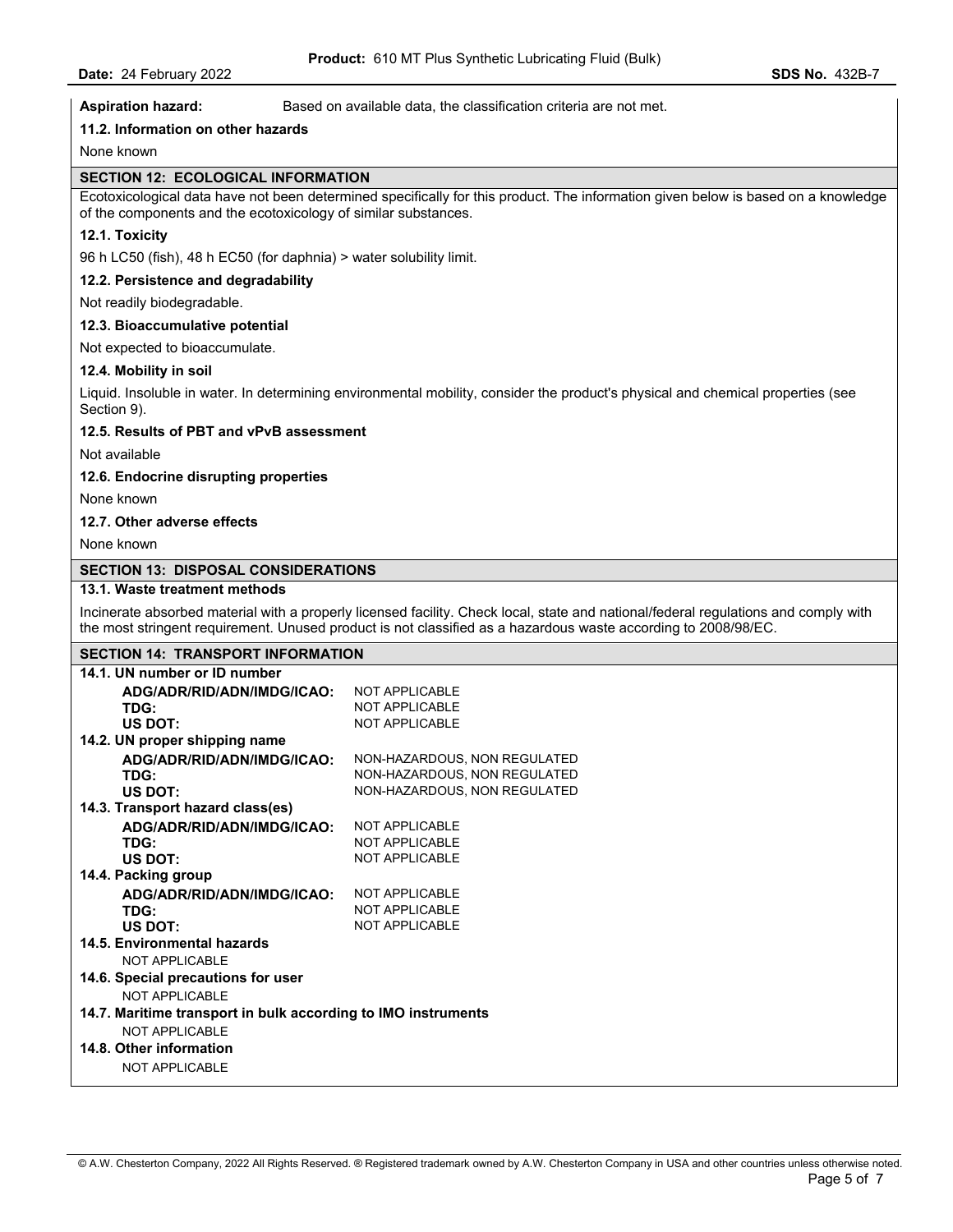**Aspiration hazard:** Based on available data, the classification criteria are not met.

**11.2. Information on other hazards**

None known

## SECTION 12: ECOLOGICAL INFORMATION

Ecotoxicological data have not been determined specifically for this product. The information given below is based on a knowledge of the components and the ecotoxicology of similar substances.

**12.1. Toxicity**

96 h LC50 (fish), 48 h EC50 (for daphnia) > water solubility limit.

**12.2. Persistence and degradability**

Not readily biodegradable.

**12.3. Bioaccumulative potential**

Not expected to bioaccumulate.

**12.4. Mobility in soil**

Liquid. Insoluble in water. In determining environmental mobility, consider the product's physical and chemical properties (see Section 9).

**12.5. Results of PBT and vPvB assessment**

Not available

**12.6. Endocrine disrupting properties**

None known

**12.7. Other adverse effects**

None known

## SECTION 13: DISPOSAL CONSIDERATIONS

**13.1. Waste treatment methods**

Incinerate absorbed material with a properly licensed facility. Check local, state and national/federal regulations and comply with the most stringent requirement. Unused product is not classified as a hazardous waste according to 2008/98/EC.

## SECTION 14: TRANSPORT INFORMATION

**14.1. UN number or ID number**

| | |
|---|---|
| **ADG/ADR/RID/ADN/IMDG/ICAO:** | NOT APPLICABLE |
| **TDG:** | NOT APPLICABLE |
| **US DOT:** | NOT APPLICABLE |

**14.2. UN proper shipping name**

| | |
|---|---|
| **ADG/ADR/RID/ADN/IMDG/ICAO:** | NON-HAZARDOUS, NON REGULATED |
| **TDG:** | NON-HAZARDOUS, NON REGULATED |
| **US DOT:** | NON-HAZARDOUS, NON REGULATED |

**14.3. Transport hazard class(es)**

| | |
|---|---|
| **ADG/ADR/RID/ADN/IMDG/ICAO:** | NOT APPLICABLE |
| **TDG:** | NOT APPLICABLE |
| **US DOT:** | NOT APPLICABLE |

**14.4. Packing group**

| | |
|---|---|
| **ADG/ADR/RID/ADN/IMDG/ICAO:** | NOT APPLICABLE |
| **TDG:** | NOT APPLICABLE |
| **US DOT:** | NOT APPLICABLE |

**14.5. Environmental hazards**

NOT APPLICABLE

**14.6. Special precautions for user**

NOT APPLICABLE

**14.7. Maritime transport in bulk according to IMO instruments**

NOT APPLICABLE

**14.8. Other information**

NOT APPLICABLE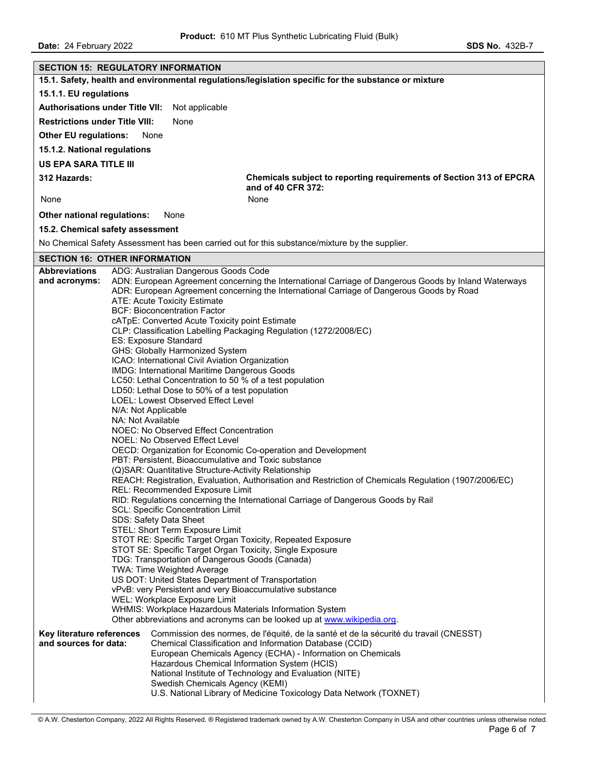## SECTION 15: REGULATORY INFORMATION

### 15.1. Safety, health and environmental regulations/legislation specific for the substance or mixture

#### 15.1.1. EU regulations

**Authorisations under Title VII:** Not applicable

**Restrictions under Title VIII:** None

**Other EU regulations:** None

#### 15.1.2. National regulations

**US EPA SARA TITLE III**

| 312 Hazards: | Chemicals subject to reporting requirements of Section 313 of EPCRA and of 40 CFR 372: |
|---|---|
| None | None |

**Other national regulations:** None

### 15.2. Chemical safety assessment

No Chemical Safety Assessment has been carried out for this substance/mixture by the supplier.

## SECTION 16: OTHER INFORMATION

**Abbreviations and acronyms:**

ADG: Australian Dangerous Goods Code
ADN: European Agreement concerning the International Carriage of Dangerous Goods by Inland Waterways
ADR: European Agreement concerning the International Carriage of Dangerous Goods by Road
ATE: Acute Toxicity Estimate
BCF: Bioconcentration Factor
cATpE: Converted Acute Toxicity point Estimate
CLP: Classification Labelling Packaging Regulation (1272/2008/EC)
ES: Exposure Standard
GHS: Globally Harmonized System
ICAO: International Civil Aviation Organization
IMDG: International Maritime Dangerous Goods
LC50: Lethal Concentration to 50 % of a test population
LD50: Lethal Dose to 50% of a test population
LOEL: Lowest Observed Effect Level
N/A: Not Applicable
NA: Not Available
NOEC: No Observed Effect Concentration
NOEL: No Observed Effect Level
OECD: Organization for Economic Co-operation and Development
PBT: Persistent, Bioaccumulative and Toxic substance
(Q)SAR: Quantitative Structure-Activity Relationship
REACH: Registration, Evaluation, Authorisation and Restriction of Chemicals Regulation (1907/2006/EC)
REL: Recommended Exposure Limit
RID: Regulations concerning the International Carriage of Dangerous Goods by Rail
SCL: Specific Concentration Limit
SDS: Safety Data Sheet
STEL: Short Term Exposure Limit
STOT RE: Specific Target Organ Toxicity, Repeated Exposure
STOT SE: Specific Target Organ Toxicity, Single Exposure
TDG: Transportation of Dangerous Goods (Canada)
TWA: Time Weighted Average
US DOT: United States Department of Transportation
vPvB: very Persistent and very Bioaccumulative substance
WEL: Workplace Exposure Limit
WHMIS: Workplace Hazardous Materials Information System
Other abbreviations and acronyms can be looked up at www.wikipedia.org.

**Key literature references and sources for data:**

Commission des normes, de l'équité, de la santé et de la sécurité du travail (CNESST)
Chemical Classification and Information Database (CCID)
European Chemicals Agency (ECHA) - Information on Chemicals
Hazardous Chemical Information System (HCIS)
National Institute of Technology and Evaluation (NITE)
Swedish Chemicals Agency (KEMI)
U.S. National Library of Medicine Toxicology Data Network (TOXNET)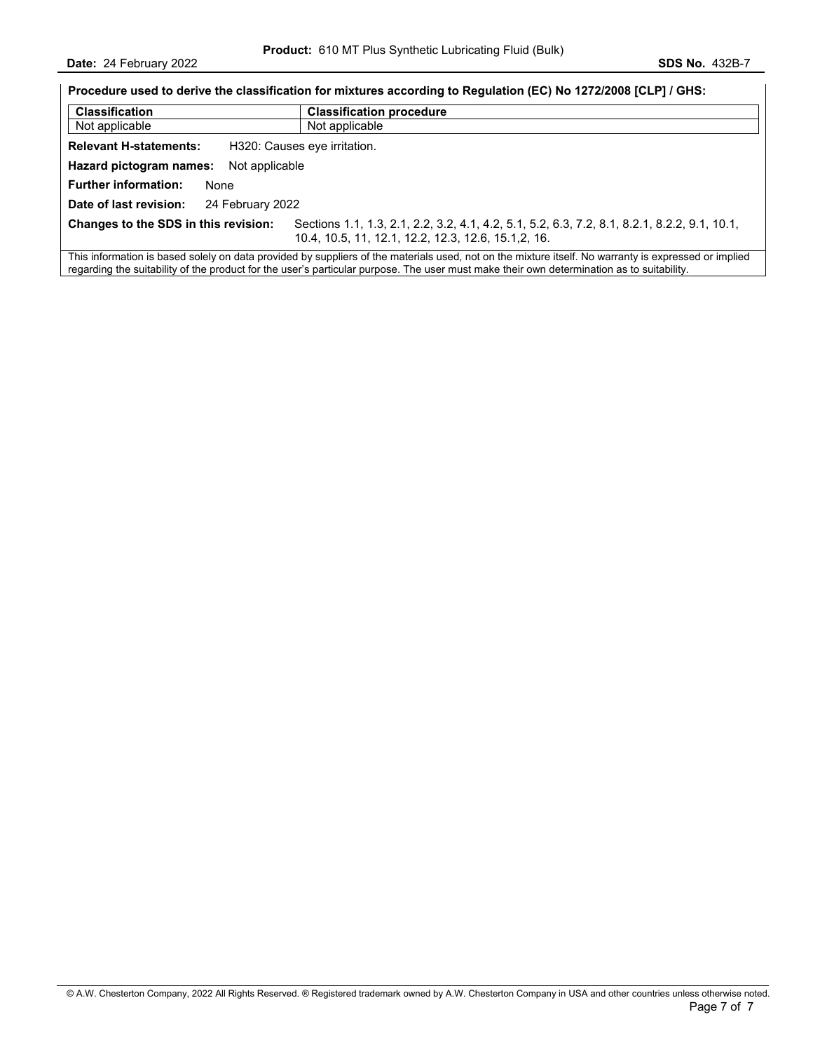**Procedure used to derive the classification for mixtures according to Regulation (EC) No 1272/2008 [CLP] / GHS:**

| Classification | Classification procedure |
| --- | --- |
| Not applicable | Not applicable |

**Relevant H-statements:** H320: Causes eye irritation.

**Hazard pictogram names:** Not applicable

**Further information:** None

**Date of last revision:** 24 February 2022

**Changes to the SDS in this revision:** Sections 1.1, 1.3, 2.1, 2.2, 3.2, 4.1, 4.2, 5.1, 5.2, 6.3, 7.2, 8.1, 8.2.1, 8.2.2, 9.1, 10.1, 10.4, 10.5, 11, 12.1, 12.2, 12.3, 12.6, 15.1,2, 16.

This information is based solely on data provided by suppliers of the materials used, not on the mixture itself. No warranty is expressed or implied regarding the suitability of the product for the user's particular purpose. The user must make their own determination as to suitability.

© A.W. Chesterton Company, 2022 All Rights Reserved. ® Registered trademark owned by A.W. Chesterton Company in USA and other countries unless otherwise noted.